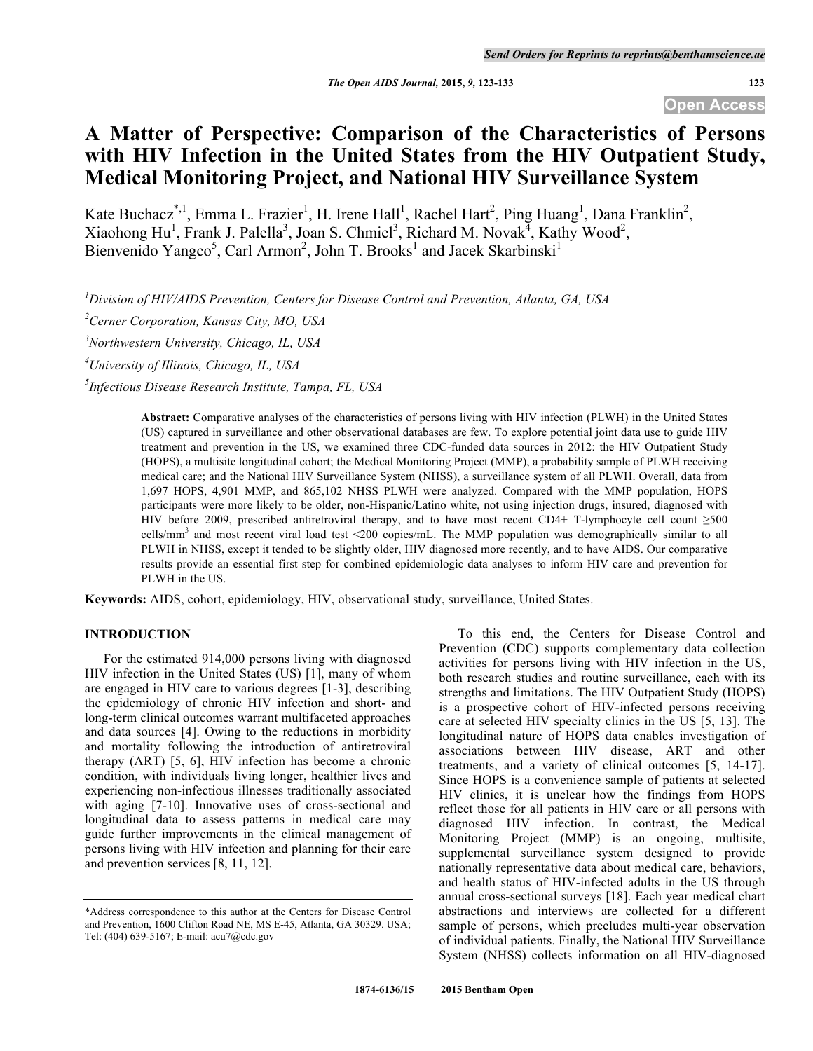# A Matter of Perspective: Comparison of the Characteristics of Persons with HIV Infection in the United States from the HIV Outpatient Study, Medical Monitoring Project, and National HIV Surveillance System

Kate Buchacz[*,1], Emma L. Frazier[1], H. Irene Hall[1], Rachel Hart[2], Ping Huang[1], Dana Franklin[2], Xiaohong Hu[1], Frank J. Palella[3], Joan S. Chmiel[3], Richard M. Novak[4], Kathy Wood[2], Bienvenido Yangco[5], Carl Armon[2], John T. Brooks[1] and Jacek Skarbinski[1]

[1]*Division of HIV/AIDS Prevention, Centers for Disease Control and Prevention, Atlanta, GA, USA*

[2]*Cerner Corporation, Kansas City, MO, USA*

[3]*Northwestern University, Chicago, IL, USA*

[4]*University of Illinois, Chicago, IL, USA*

[5]*Infectious Disease Research Institute, Tampa, FL, USA*

**Abstract:** Comparative analyses of the characteristics of persons living with HIV infection (PLWH) in the United States (US) captured in surveillance and other observational databases are few. To explore potential joint data use to guide HIV treatment and prevention in the US, we examined three CDC-funded data sources in 2012: the HIV Outpatient Study (HOPS), a multisite longitudinal cohort; the Medical Monitoring Project (MMP), a probability sample of PLWH receiving medical care; and the National HIV Surveillance System (NHSS), a surveillance system of all PLWH. Overall, data from 1,697 HOPS, 4,901 MMP, and 865,102 NHSS PLWH were analyzed. Compared with the MMP population, HOPS participants were more likely to be older, non-Hispanic/Latino white, not using injection drugs, insured, diagnosed with HIV before 2009, prescribed antiretroviral therapy, and to have most recent CD4+ T-lymphocyte cell count ≥500 cells/mm$^3$ and most recent viral load test <200 copies/mL. The MMP population was demographically similar to all PLWH in NHSS, except it tended to be slightly older, HIV diagnosed more recently, and to have AIDS. Our comparative results provide an essential first step for combined epidemiologic data analyses to inform HIV care and prevention for PLWH in the US.

**Keywords:** AIDS, cohort, epidemiology, HIV, observational study, surveillance, United States.

## INTRODUCTION

For the estimated 914,000 persons living with diagnosed HIV infection in the United States (US) [1], many of whom are engaged in HIV care to various degrees [1-3], describing the epidemiology of chronic HIV infection and short- and long-term clinical outcomes warrant multifaceted approaches and data sources [4]. Owing to the reductions in morbidity and mortality following the introduction of antiretroviral therapy (ART) [5, 6], HIV infection has become a chronic condition, with individuals living longer, healthier lives and experiencing non-infectious illnesses traditionally associated with aging [7-10]. Innovative uses of cross-sectional and longitudinal data to assess patterns in medical care may guide further improvements in the clinical management of persons living with HIV infection and planning for their care and prevention services [8, 11, 12].

To this end, the Centers for Disease Control and Prevention (CDC) supports complementary data collection activities for persons living with HIV infection in the US, both research studies and routine surveillance, each with its strengths and limitations. The HIV Outpatient Study (HOPS) is a prospective cohort of HIV-infected persons receiving care at selected HIV specialty clinics in the US [5, 13]. The longitudinal nature of HOPS data enables investigation of associations between HIV disease, ART and other treatments, and a variety of clinical outcomes [5, 14-17]. Since HOPS is a convenience sample of patients at selected HIV clinics, it is unclear how the findings from HOPS reflect those for all patients in HIV care or all persons with diagnosed HIV infection. In contrast, the Medical Monitoring Project (MMP) is an ongoing, multisite, supplemental surveillance system designed to provide nationally representative data about medical care, behaviors, and health status of HIV-infected adults in the US through annual cross-sectional surveys [18]. Each year medical chart abstractions and interviews are collected for a different sample of persons, which precludes multi-year observation of individual patients. Finally, the National HIV Surveillance System (NHSS) collects information on all HIV-diagnosed

*Address correspondence to this author at the Centers for Disease Control and Prevention, 1600 Clifton Road NE, MS E-45, Atlanta, GA 30329. USA; Tel: (404) 639-5167; E-mail: acu7@cdc.gov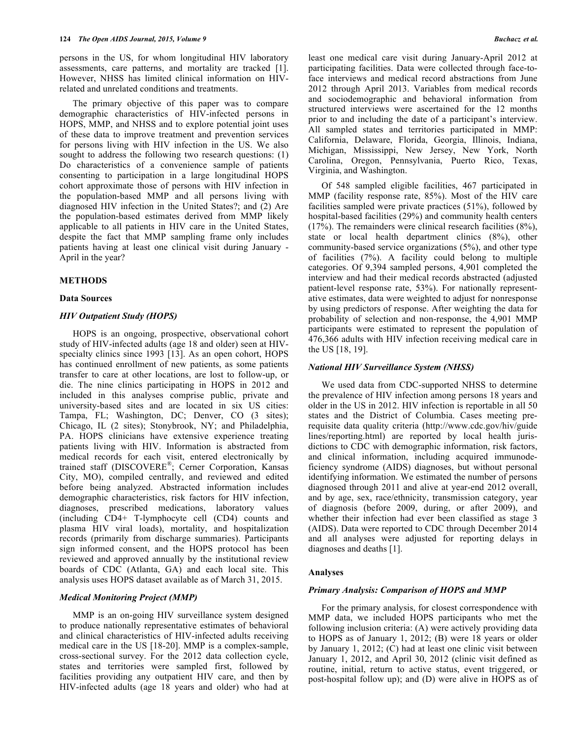persons in the US, for whom longitudinal HIV laboratory assessments, care patterns, and mortality are tracked [1]. However, NHSS has limited clinical information on HIV-related and unrelated conditions and treatments.

The primary objective of this paper was to compare demographic characteristics of HIV-infected persons in HOPS, MMP, and NHSS and to explore potential joint uses of these data to improve treatment and prevention services for persons living with HIV infection in the US. We also sought to address the following two research questions: (1) Do characteristics of a convenience sample of patients consenting to participation in a large longitudinal HOPS cohort approximate those of persons with HIV infection in the population-based MMP and all persons living with diagnosed HIV infection in the United States?; and (2) Are the population-based estimates derived from MMP likely applicable to all patients in HIV care in the United States, despite the fact that MMP sampling frame only includes patients having at least one clinical visit during January - April in the year?

## METHODS

### Data Sources

#### *HIV Outpatient Study (HOPS)*

HOPS is an ongoing, prospective, observational cohort study of HIV-infected adults (age 18 and older) seen at HIV-specialty clinics since 1993 [13]. As an open cohort, HOPS has continued enrollment of new patients, as some patients transfer to care at other locations, are lost to follow-up, or die. The nine clinics participating in HOPS in 2012 and included in this analyses comprise public, private and university-based sites and are located in six US cities: Tampa, FL; Washington, DC; Denver, CO (3 sites); Chicago, IL (2 sites); Stonybrook, NY; and Philadelphia, PA. HOPS clinicians have extensive experience treating patients living with HIV. Information is abstracted from medical records for each visit, entered electronically by trained staff (DISCOVERE®; Cerner Corporation, Kansas City, MO), compiled centrally, and reviewed and edited before being analyzed. Abstracted information includes demographic characteristics, risk factors for HIV infection, diagnoses, prescribed medications, laboratory values (including CD4+ T-lymphocyte cell (CD4) counts and plasma HIV viral loads), mortality, and hospitalization records (primarily from discharge summaries). Participants sign informed consent, and the HOPS protocol has been reviewed and approved annually by the institutional review boards of CDC (Atlanta, GA) and each local site. This analysis uses HOPS dataset available as of March 31, 2015.

#### *Medical Monitoring Project (MMP)*

MMP is an on-going HIV surveillance system designed to produce nationally representative estimates of behavioral and clinical characteristics of HIV-infected adults receiving medical care in the US [18-20]. MMP is a complex-sample, cross-sectional survey. For the 2012 data collection cycle, states and territories were sampled first, followed by facilities providing any outpatient HIV care, and then by HIV-infected adults (age 18 years and older) who had at least one medical care visit during January-April 2012 at participating facilities. Data were collected through face-to-face interviews and medical record abstractions from June 2012 through April 2013. Variables from medical records and sociodemographic and behavioral information from structured interviews were ascertained for the 12 months prior to and including the date of a participant's interview. All sampled states and territories participated in MMP: California, Delaware, Florida, Georgia, Illinois, Indiana, Michigan, Mississippi, New Jersey, New York, North Carolina, Oregon, Pennsylvania, Puerto Rico, Texas, Virginia, and Washington.

Of 548 sampled eligible facilities, 467 participated in MMP (facility response rate, 85%). Most of the HIV care facilities sampled were private practices (51%), followed by hospital-based facilities (29%) and community health centers (17%). The remainders were clinical research facilities (8%), state or local health department clinics (8%), other community-based service organizations (5%), and other type of facilities (7%). A facility could belong to multiple categories. Of 9,394 sampled persons, 4,901 completed the interview and had their medical records abstracted (adjusted patient-level response rate, 53%). For nationally representative estimates, data were weighted to adjust for nonresponse by using predictors of response. After weighting the data for probability of selection and non-response, the 4,901 MMP participants were estimated to represent the population of 476,366 adults with HIV infection receiving medical care in the US [18, 19].

#### *National HIV Surveillance System (NHSS)*

We used data from CDC-supported NHSS to determine the prevalence of HIV infection among persons 18 years and older in the US in 2012. HIV infection is reportable in all 50 states and the District of Columbia. Cases meeting prerequisite data quality criteria (http://www.cdc.gov/hiv/guidelines/reporting.html) are reported by local health jurisdictions to CDC with demographic information, risk factors, and clinical information, including acquired immunodeficiency syndrome (AIDS) diagnoses, but without personal identifying information. We estimated the number of persons diagnosed through 2011 and alive at year-end 2012 overall, and by age, sex, race/ethnicity, transmission category, year of diagnosis (before 2009, during, or after 2009), and whether their infection had ever been classified as stage 3 (AIDS). Data were reported to CDC through December 2014 and all analyses were adjusted for reporting delays in diagnoses and deaths [1].

### Analyses

#### *Primary Analysis: Comparison of HOPS and MMP*

For the primary analysis, for closest correspondence with MMP data, we included HOPS participants who met the following inclusion criteria: (A) were actively providing data to HOPS as of January 1, 2012; (B) were 18 years or older by January 1, 2012; (C) had at least one clinic visit between January 1, 2012, and April 30, 2012 (clinic visit defined as routine, initial, return to active status, event triggered, or post-hospital follow up); and (D) were alive in HOPS as of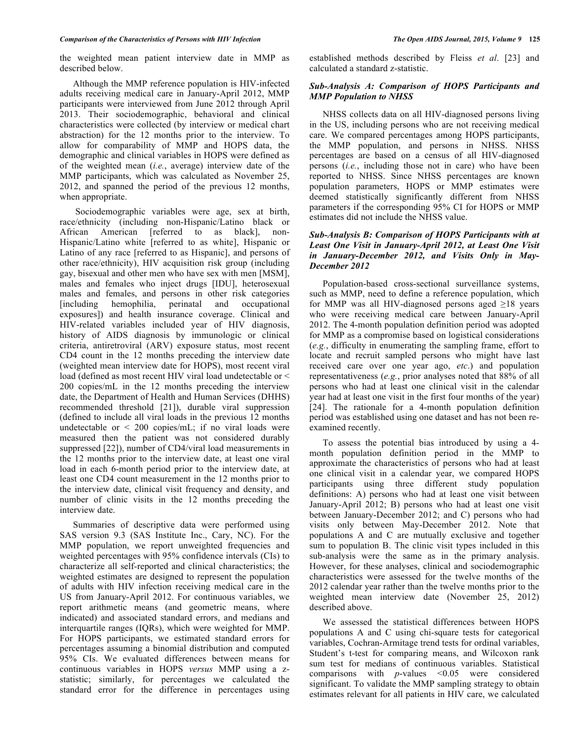the weighted mean patient interview date in MMP as described below.

Although the MMP reference population is HIV-infected adults receiving medical care in January-April 2012, MMP participants were interviewed from June 2012 through April 2013. Their sociodemographic, behavioral and clinical characteristics were collected (by interview or medical chart abstraction) for the 12 months prior to the interview. To allow for comparability of MMP and HOPS data, the demographic and clinical variables in HOPS were defined as of the weighted mean (*i.e.*, average) interview date of the MMP participants, which was calculated as November 25, 2012, and spanned the period of the previous 12 months, when appropriate.

Sociodemographic variables were age, sex at birth, race/ethnicity (including non-Hispanic/Latino black or African American [referred to as black], non-Hispanic/Latino white [referred to as white], Hispanic or Latino of any race [referred to as Hispanic], and persons of other race/ethnicity), HIV acquisition risk group (including gay, bisexual and other men who have sex with men [MSM], males and females who inject drugs [IDU], heterosexual males and females, and persons in other risk categories [including hemophilia, perinatal and occupational exposures]) and health insurance coverage. Clinical and HIV-related variables included year of HIV diagnosis, history of AIDS diagnosis by immunologic or clinical criteria, antiretroviral (ARV) exposure status, most recent CD4 count in the 12 months preceding the interview date (weighted mean interview date for HOPS), most recent viral load (defined as most recent HIV viral load undetectable or < 200 copies/mL in the 12 months preceding the interview date, the Department of Health and Human Services (DHHS) recommended threshold [21]), durable viral suppression (defined to include all viral loads in the previous 12 months undetectable or < 200 copies/mL; if no viral loads were measured then the patient was not considered durably suppressed [22]), number of CD4/viral load measurements in the 12 months prior to the interview date, at least one viral load in each 6-month period prior to the interview date, at least one CD4 count measurement in the 12 months prior to the interview date, clinical visit frequency and density, and number of clinic visits in the 12 months preceding the interview date.

Summaries of descriptive data were performed using SAS version 9.3 (SAS Institute Inc., Cary, NC). For the MMP population, we report unweighted frequencies and weighted percentages with 95% confidence intervals (CIs) to characterize all self-reported and clinical characteristics; the weighted estimates are designed to represent the population of adults with HIV infection receiving medical care in the US from January-April 2012. For continuous variables, we report arithmetic means (and geometric means, where indicated) and associated standard errors, and medians and interquartile ranges (IQRs), which were weighted for MMP. For HOPS participants, we estimated standard errors for percentages assuming a binomial distribution and computed 95% CIs. We evaluated differences between means for continuous variables in HOPS *versus* MMP using a z-statistic; similarly, for percentages we calculated the standard error for the difference in percentages using established methods described by Fleiss *et al*. [23] and calculated a standard z-statistic.

### *Sub-Analysis A: Comparison of HOPS Participants and MMP Population to NHSS*

NHSS collects data on all HIV-diagnosed persons living in the US, including persons who are not receiving medical care. We compared percentages among HOPS participants, the MMP population, and persons in NHSS. NHSS percentages are based on a census of all HIV-diagnosed persons (*i.e.*, including those not in care) who have been reported to NHSS. Since NHSS percentages are known population parameters, HOPS or MMP estimates were deemed statistically significantly different from NHSS parameters if the corresponding 95% CI for HOPS or MMP estimates did not include the NHSS value.

### *Sub-Analysis B: Comparison of HOPS Participants with at Least One Visit in January-April 2012, at Least One Visit in January-December 2012, and Visits Only in May-December 2012*

Population-based cross-sectional surveillance systems, such as MMP, need to define a reference population, which for MMP was all HIV-diagnosed persons aged ≥18 years who were receiving medical care between January-April 2012. The 4-month population definition period was adopted for MMP as a compromise based on logistical considerations (*e.g.*, difficulty in enumerating the sampling frame, effort to locate and recruit sampled persons who might have last received care over one year ago, *etc*.) and population representativeness (*e.g.*, prior analyses noted that 88% of all persons who had at least one clinical visit in the calendar year had at least one visit in the first four months of the year) [24]. The rationale for a 4-month population definition period was established using one dataset and has not been re-examined recently.

To assess the potential bias introduced by using a 4-month population definition period in the MMP to approximate the characteristics of persons who had at least one clinical visit in a calendar year, we compared HOPS participants using three different study population definitions: A) persons who had at least one visit between January-April 2012; B) persons who had at least one visit between January-December 2012; and C) persons who had visits only between May-December 2012. Note that populations A and C are mutually exclusive and together sum to population B. The clinic visit types included in this sub-analysis were the same as in the primary analysis. However, for these analyses, clinical and sociodemographic characteristics were assessed for the twelve months of the 2012 calendar year rather than the twelve months prior to the weighted mean interview date (November 25, 2012) described above.

We assessed the statistical differences between HOPS populations A and C using chi-square tests for categorical variables, Cochran-Armitage trend tests for ordinal variables, Student's t-test for comparing means, and Wilcoxon rank sum test for medians of continuous variables. Statistical comparisons with *p*-values <0.05 were considered significant. To validate the MMP sampling strategy to obtain estimates relevant for all patients in HIV care, we calculated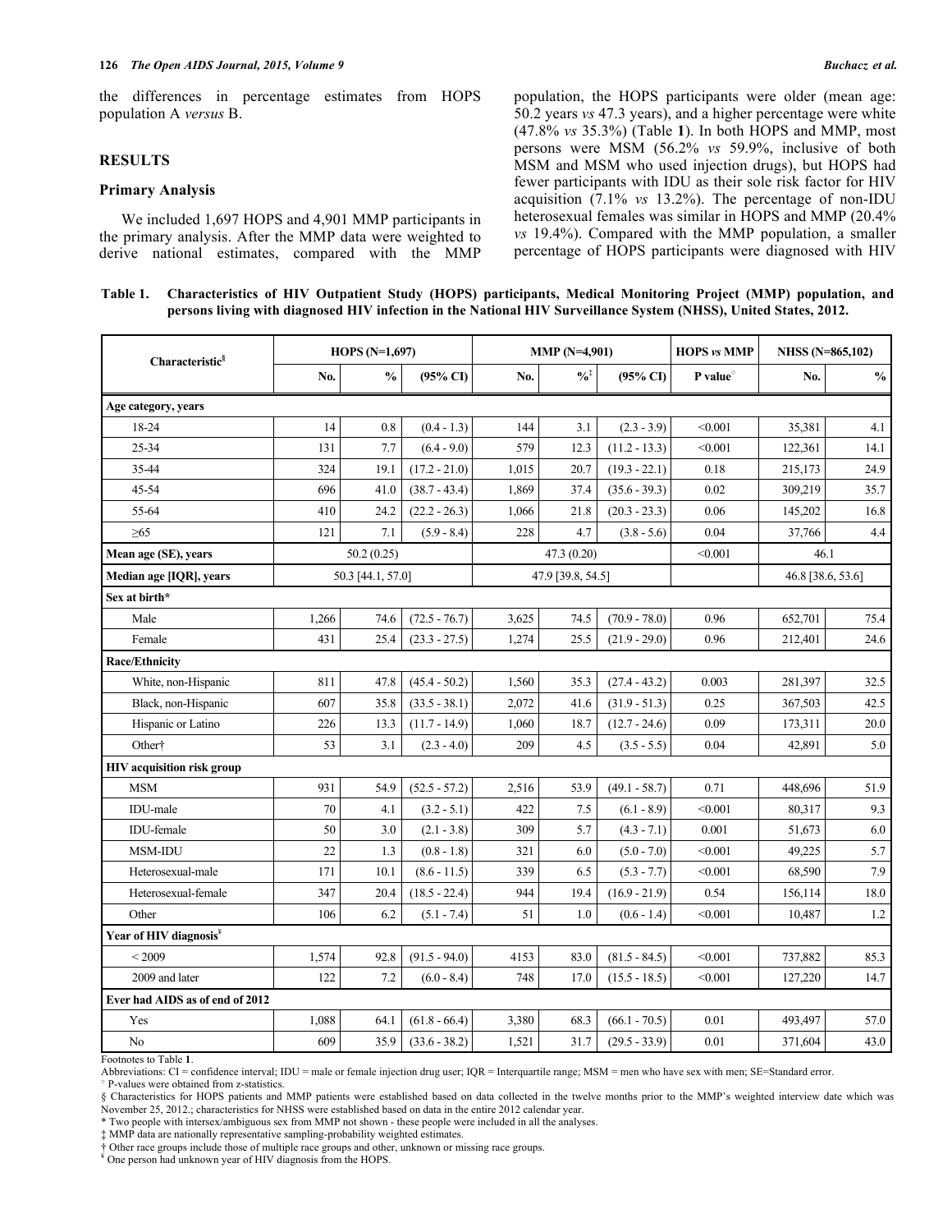the differences in percentage estimates from HOPS population A *versus* B.

## RESULTS

### Primary Analysis

We included 1,697 HOPS and 4,901 MMP participants in the primary analysis. After the MMP data were weighted to derive national estimates, compared with the MMP population, the HOPS participants were older (mean age: 50.2 years *vs* 47.3 years), and a higher percentage were white (47.8% *vs* 35.3%) (Table **1**). In both HOPS and MMP, most persons were MSM (56.2% *vs* 59.9%, inclusive of both MSM and MSM who used injection drugs), but HOPS had fewer participants with IDU as their sole risk factor for HIV acquisition (7.1% *vs* 13.2%). The percentage of non-IDU heterosexual females was similar in HOPS and MMP (20.4% *vs* 19.4%). Compared with the MMP population, a smaller percentage of HOPS participants were diagnosed with HIV

**Table 1. Characteristics of HIV Outpatient Study (HOPS) participants, Medical Monitoring Project (MMP) population, and persons living with diagnosed HIV infection in the National HIV Surveillance System (NHSS), United States, 2012.**

| Characteristic[§] | HOPS (N=1,697) | | | MMP (N=4,901) | | | HOPS *vs* MMP | NHSS (N=865,102) | |
|---|---|---|---|---|---|---|---|---|---|
| | No. | % | (95% CI) | No. | %[‡] | (95% CI) | P value[◦] | No. | % |
| **Age category, years** | | | | | | | | | |
| 18-24 | 14 | 0.8 | (0.4 - 1.3) | 144 | 3.1 | (2.3 - 3.9) | <0.001 | 35,381 | 4.1 |
| 25-34 | 131 | 7.7 | (6.4 - 9.0) | 579 | 12.3 | (11.2 - 13.3) | <0.001 | 122,361 | 14.1 |
| 35-44 | 324 | 19.1 | (17.2 - 21.0) | 1,015 | 20.7 | (19.3 - 22.1) | 0.18 | 215,173 | 24.9 |
| 45-54 | 696 | 41.0 | (38.7 - 43.4) | 1,869 | 37.4 | (35.6 - 39.3) | 0.02 | 309,219 | 35.7 |
| 55-64 | 410 | 24.2 | (22.2 - 26.3) | 1,066 | 21.8 | (20.3 - 23.3) | 0.06 | 145,202 | 16.8 |
| ≥65 | 121 | 7.1 | (5.9 - 8.4) | 228 | 4.7 | (3.8 - 5.6) | 0.04 | 37,766 | 4.4 |
| **Mean age (SE), years** | 50.2 (0.25) | | | 47.3 (0.20) | | | <0.001 | 46.1 | |
| **Median age [IQR], years** | 50.3 [44.1, 57.0] | | | 47.9 [39.8, 54.5] | | | | 46.8 [38.6, 53.6] | |
| **Sex at birth*** | | | | | | | | | |
| Male | 1,266 | 74.6 | (72.5 - 76.7) | 3,625 | 74.5 | (70.9 - 78.0) | 0.96 | 652,701 | 75.4 |
| Female | 431 | 25.4 | (23.3 - 27.5) | 1,274 | 25.5 | (21.9 - 29.0) | 0.96 | 212,401 | 24.6 |
| **Race/Ethnicity** | | | | | | | | | |
| White, non-Hispanic | 811 | 47.8 | (45.4 - 50.2) | 1,560 | 35.3 | (27.4 - 43.2) | 0.003 | 281,397 | 32.5 |
| Black, non-Hispanic | 607 | 35.8 | (33.5 - 38.1) | 2,072 | 41.6 | (31.9 - 51.3) | 0.25 | 367,503 | 42.5 |
| Hispanic or Latino | 226 | 13.3 | (11.7 - 14.9) | 1,060 | 18.7 | (12.7 - 24.6) | 0.09 | 173,311 | 20.0 |
| Other† | 53 | 3.1 | (2.3 - 4.0) | 209 | 4.5 | (3.5 - 5.5) | 0.04 | 42,891 | 5.0 |
| **HIV acquisition risk group** | | | | | | | | | |
| MSM | 931 | 54.9 | (52.5 - 57.2) | 2,516 | 53.9 | (49.1 - 58.7) | 0.71 | 448,696 | 51.9 |
| IDU-male | 70 | 4.1 | (3.2 - 5.1) | 422 | 7.5 | (6.1 - 8.9) | <0.001 | 80,317 | 9.3 |
| IDU-female | 50 | 3.0 | (2.1 - 3.8) | 309 | 5.7 | (4.3 - 7.1) | 0.001 | 51,673 | 6.0 |
| MSM-IDU | 22 | 1.3 | (0.8 - 1.8) | 321 | 6.0 | (5.0 - 7.0) | <0.001 | 49,225 | 5.7 |
| Heterosexual-male | 171 | 10.1 | (8.6 - 11.5) | 339 | 6.5 | (5.3 - 7.7) | <0.001 | 68,590 | 7.9 |
| Heterosexual-female | 347 | 20.4 | (18.5 - 22.4) | 944 | 19.4 | (16.9 - 21.9) | 0.54 | 156,114 | 18.0 |
| Other | 106 | 6.2 | (5.1 - 7.4) | 51 | 1.0 | (0.6 - 1.4) | <0.001 | 10,487 | 1.2 |
| **Year of HIV diagnosis**[¥] | | | | | | | | | |
| < 2009 | 1,574 | 92.8 | (91.5 - 94.0) | 4153 | 83.0 | (81.5 - 84.5) | <0.001 | 737,882 | 85.3 |
| 2009 and later | 122 | 7.2 | (6.0 - 8.4) | 748 | 17.0 | (15.5 - 18.5) | <0.001 | 127,220 | 14.7 |
| **Ever had AIDS as of end of 2012** | | | | | | | | | |
| Yes | 1,088 | 64.1 | (61.8 - 66.4) | 3,380 | 68.3 | (66.1 - 70.5) | 0.01 | 493,497 | 57.0 |
| No | 609 | 35.9 | (33.6 - 38.2) | 1,521 | 31.7 | (29.5 - 33.9) | 0.01 | 371,604 | 43.0 |

Footnotes to Table **1**.
Abbreviations: CI = confidence interval; IDU = male or female injection drug user; IQR = Interquartile range; MSM = men who have sex with men; SE=Standard error.
◦ P-values were obtained from z-statistics.
§ Characteristics for HOPS patients and MMP patients were established based on data collected in the twelve months prior to the MMP's weighted interview date which was November 25, 2012.; characteristics for NHSS were established based on data in the entire 2012 calendar year.
* Two people with intersex/ambiguous sex from MMP not shown - these people were included in all the analyses.
‡ MMP data are nationally representative sampling-probability weighted estimates.
† Other race groups include those of multiple race groups and other, unknown or missing race groups.
¥ One person had unknown year of HIV diagnosis from the HOPS.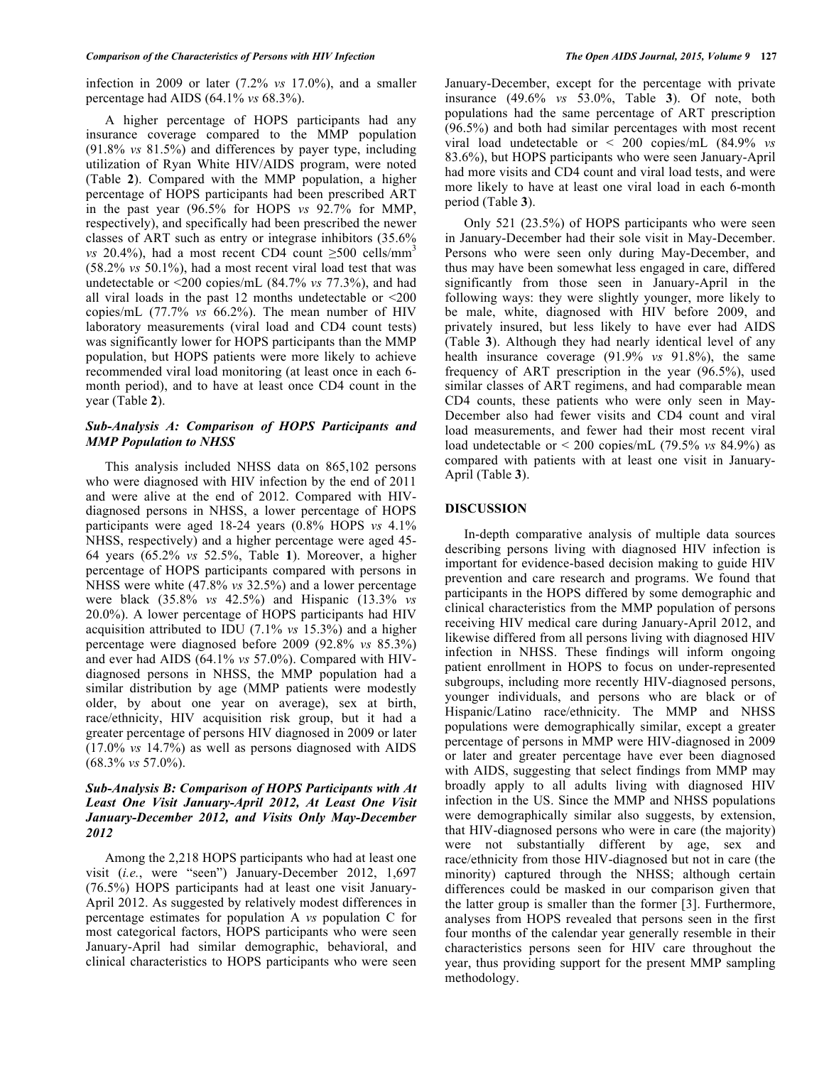infection in 2009 or later (7.2% *vs* 17.0%), and a smaller percentage had AIDS (64.1% *vs* 68.3%).

A higher percentage of HOPS participants had any insurance coverage compared to the MMP population (91.8% *vs* 81.5%) and differences by payer type, including utilization of Ryan White HIV/AIDS program, were noted (Table **2**). Compared with the MMP population, a higher percentage of HOPS participants had been prescribed ART in the past year (96.5% for HOPS *vs* 92.7% for MMP, respectively), and specifically had been prescribed the newer classes of ART such as entry or integrase inhibitors (35.6% *vs* 20.4%), had a most recent CD4 count ≥500 cells/mm$^3$ (58.2% *vs* 50.1%), had a most recent viral load test that was undetectable or <200 copies/mL (84.7% *vs* 77.3%), and had all viral loads in the past 12 months undetectable or <200 copies/mL (77.7% *vs* 66.2%). The mean number of HIV laboratory measurements (viral load and CD4 count tests) was significantly lower for HOPS participants than the MMP population, but HOPS patients were more likely to achieve recommended viral load monitoring (at least once in each 6-month period), and to have at least once CD4 count in the year (Table **2**).

### *Sub-Analysis A: Comparison of HOPS Participants and MMP Population to NHSS*

This analysis included NHSS data on 865,102 persons who were diagnosed with HIV infection by the end of 2011 and were alive at the end of 2012. Compared with HIV-diagnosed persons in NHSS, a lower percentage of HOPS participants were aged 18-24 years (0.8% HOPS *vs* 4.1% NHSS, respectively) and a higher percentage were aged 45-64 years (65.2% *vs* 52.5%, Table **1**). Moreover, a higher percentage of HOPS participants compared with persons in NHSS were white (47.8% *vs* 32.5%) and a lower percentage were black (35.8% *vs* 42.5%) and Hispanic (13.3% *vs* 20.0%). A lower percentage of HOPS participants had HIV acquisition attributed to IDU (7.1% *vs* 15.3%) and a higher percentage were diagnosed before 2009 (92.8% *vs* 85.3%) and ever had AIDS (64.1% *vs* 57.0%). Compared with HIV-diagnosed persons in NHSS, the MMP population had a similar distribution by age (MMP patients were modestly older, by about one year on average), sex at birth, race/ethnicity, HIV acquisition risk group, but it had a greater percentage of persons HIV diagnosed in 2009 or later (17.0% *vs* 14.7%) as well as persons diagnosed with AIDS (68.3% *vs* 57.0%).

### *Sub-Analysis B: Comparison of HOPS Participants with At Least One Visit January-April 2012, At Least One Visit January-December 2012, and Visits Only May-December 2012*

Among the 2,218 HOPS participants who had at least one visit (*i.e.*, were "seen") January-December 2012, 1,697 (76.5%) HOPS participants had at least one visit January-April 2012. As suggested by relatively modest differences in percentage estimates for population A *vs* population C for most categorical factors, HOPS participants who were seen January-April had similar demographic, behavioral, and clinical characteristics to HOPS participants who were seen January-December, except for the percentage with private insurance (49.6% *vs* 53.0%, Table **3**). Of note, both populations had the same percentage of ART prescription (96.5%) and both had similar percentages with most recent viral load undetectable or < 200 copies/mL (84.9% *vs* 83.6%), but HOPS participants who were seen January-April had more visits and CD4 count and viral load tests, and were more likely to have at least one viral load in each 6-month period (Table **3**).

Only 521 (23.5%) of HOPS participants who were seen in January-December had their sole visit in May-December. Persons who were seen only during May-December, and thus may have been somewhat less engaged in care, differed significantly from those seen in January-April in the following ways: they were slightly younger, more likely to be male, white, diagnosed with HIV before 2009, and privately insured, but less likely to have ever had AIDS (Table **3**). Although they had nearly identical level of any health insurance coverage (91.9% *vs* 91.8%), the same frequency of ART prescription in the year (96.5%), used similar classes of ART regimens, and had comparable mean CD4 counts, these patients who were only seen in May-December also had fewer visits and CD4 count and viral load measurements, and fewer had their most recent viral load undetectable or < 200 copies/mL (79.5% *vs* 84.9%) as compared with patients with at least one visit in January-April (Table **3**).

## DISCUSSION

In-depth comparative analysis of multiple data sources describing persons living with diagnosed HIV infection is important for evidence-based decision making to guide HIV prevention and care research and programs. We found that participants in the HOPS differed by some demographic and clinical characteristics from the MMP population of persons receiving HIV medical care during January-April 2012, and likewise differed from all persons living with diagnosed HIV infection in NHSS. These findings will inform ongoing patient enrollment in HOPS to focus on under-represented subgroups, including more recently HIV-diagnosed persons, younger individuals, and persons who are black or of Hispanic/Latino race/ethnicity. The MMP and NHSS populations were demographically similar, except a greater percentage of persons in MMP were HIV-diagnosed in 2009 or later and greater percentage have ever been diagnosed with AIDS, suggesting that select findings from MMP may broadly apply to all adults living with diagnosed HIV infection in the US. Since the MMP and NHSS populations were demographically similar also suggests, by extension, that HIV-diagnosed persons who were in care (the majority) were not substantially different by age, sex and race/ethnicity from those HIV-diagnosed but not in care (the minority) captured through the NHSS; although certain differences could be masked in our comparison given that the latter group is smaller than the former [3]. Furthermore, analyses from HOPS revealed that persons seen in the first four months of the calendar year generally resemble in their characteristics persons seen for HIV care throughout the year, thus providing support for the present MMP sampling methodology.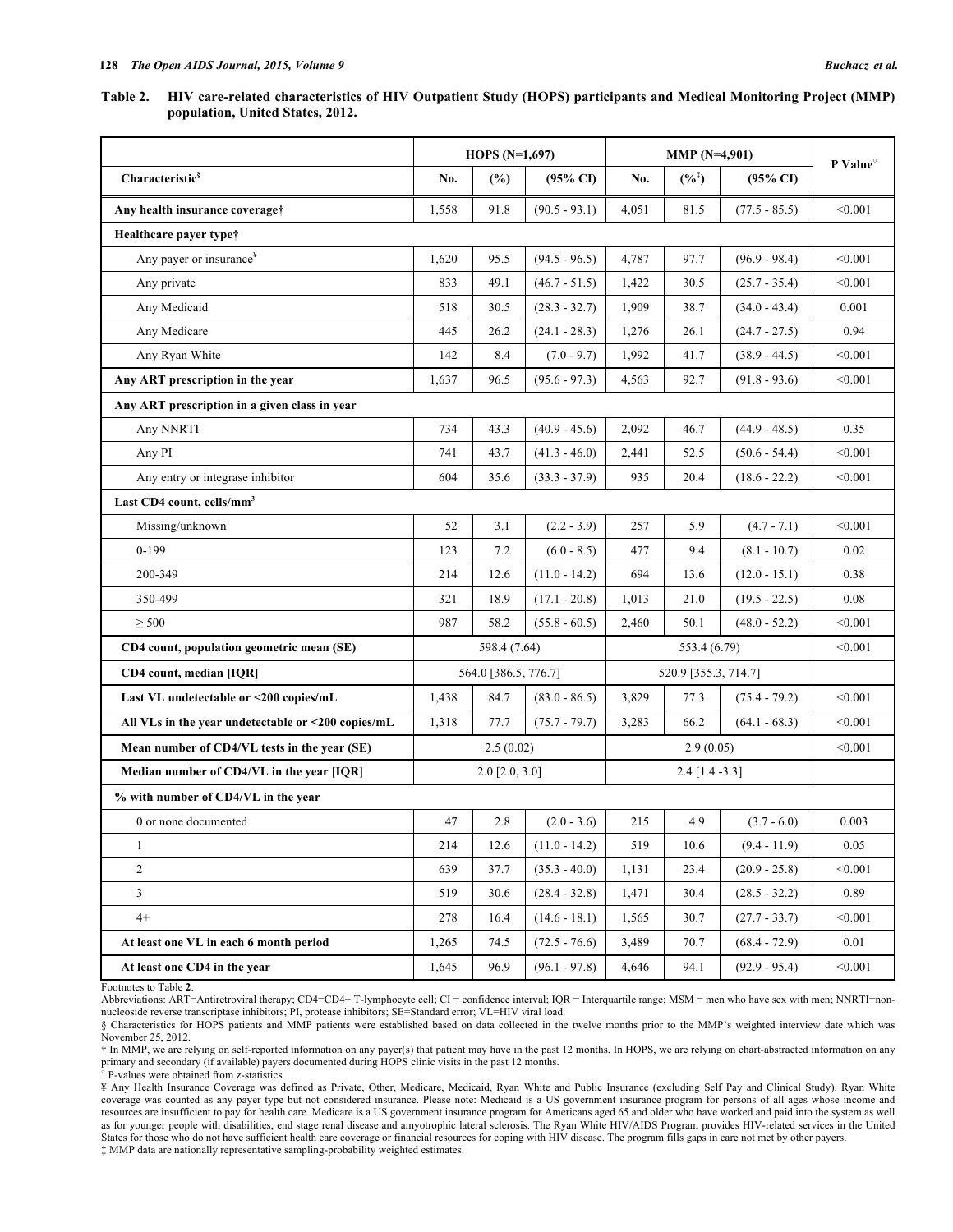**Table 2. HIV care-related characteristics of HIV Outpatient Study (HOPS) participants and Medical Monitoring Project (MMP) population, United States, 2012.**

| | HOPS (N=1,697) | | | MMP (N=4,901) | | | P Value° |
|---|---|---|---|---|---|---|---|
| Characteristic§ | No. | (%) | (95% CI) | No. | (%‡) | (95% CI) | |
| **Any health insurance coverage†** | 1,558 | 91.8 | (90.5 - 93.1) | 4,051 | 81.5 | (77.5 - 85.5) | <0.001 |
| **Healthcare payer type†** | | | | | | | |
| Any payer or insurance¥ | 1,620 | 95.5 | (94.5 - 96.5) | 4,787 | 97.7 | (96.9 - 98.4) | <0.001 |
| Any private | 833 | 49.1 | (46.7 - 51.5) | 1,422 | 30.5 | (25.7 - 35.4) | <0.001 |
| Any Medicaid | 518 | 30.5 | (28.3 - 32.7) | 1,909 | 38.7 | (34.0 - 43.4) | 0.001 |
| Any Medicare | 445 | 26.2 | (24.1 - 28.3) | 1,276 | 26.1 | (24.7 - 27.5) | 0.94 |
| Any Ryan White | 142 | 8.4 | (7.0 - 9.7) | 1,992 | 41.7 | (38.9 - 44.5) | <0.001 |
| **Any ART prescription in the year** | 1,637 | 96.5 | (95.6 - 97.3) | 4,563 | 92.7 | (91.8 - 93.6) | <0.001 |
| **Any ART prescription in a given class in year** | | | | | | | |
| Any NNRTI | 734 | 43.3 | (40.9 - 45.6) | 2,092 | 46.7 | (44.9 - 48.5) | 0.35 |
| Any PI | 741 | 43.7 | (41.3 - 46.0) | 2,441 | 52.5 | (50.6 - 54.4) | <0.001 |
| Any entry or integrase inhibitor | 604 | 35.6 | (33.3 - 37.9) | 935 | 20.4 | (18.6 - 22.2) | <0.001 |
| **Last CD4 count, cells/mm$^3$** | | | | | | | |
| Missing/unknown | 52 | 3.1 | (2.2 - 3.9) | 257 | 5.9 | (4.7 - 7.1) | <0.001 |
| 0-199 | 123 | 7.2 | (6.0 - 8.5) | 477 | 9.4 | (8.1 - 10.7) | 0.02 |
| 200-349 | 214 | 12.6 | (11.0 - 14.2) | 694 | 13.6 | (12.0 - 15.1) | 0.38 |
| 350-499 | 321 | 18.9 | (17.1 - 20.8) | 1,013 | 21.0 | (19.5 - 22.5) | 0.08 |
| ≥ 500 | 987 | 58.2 | (55.8 - 60.5) | 2,460 | 50.1 | (48.0 - 52.2) | <0.001 |
| **CD4 count, population geometric mean (SE)** | 598.4 (7.64) | | | 553.4 (6.79) | | | <0.001 |
| **CD4 count, median [IQR]** | 564.0 [386.5, 776.7] | | | 520.9 [355.3, 714.7] | | | |
| **Last VL undetectable or <200 copies/mL** | 1,438 | 84.7 | (83.0 - 86.5) | 3,829 | 77.3 | (75.4 - 79.2) | <0.001 |
| **All VLs in the year undetectable or <200 copies/mL** | 1,318 | 77.7 | (75.7 - 79.7) | 3,283 | 66.2 | (64.1 - 68.3) | <0.001 |
| **Mean number of CD4/VL tests in the year (SE)** | 2.5 (0.02) | | | 2.9 (0.05) | | | <0.001 |
| **Median number of CD4/VL in the year [IQR]** | 2.0 [2.0, 3.0] | | | 2.4 [1.4 -3.3] | | | |
| **% with number of CD4/VL in the year** | | | | | | | |
| 0 or none documented | 47 | 2.8 | (2.0 - 3.6) | 215 | 4.9 | (3.7 - 6.0) | 0.003 |
| 1 | 214 | 12.6 | (11.0 - 14.2) | 519 | 10.6 | (9.4 - 11.9) | 0.05 |
| 2 | 639 | 37.7 | (35.3 - 40.0) | 1,131 | 23.4 | (20.9 - 25.8) | <0.001 |
| 3 | 519 | 30.6 | (28.4 - 32.8) | 1,471 | 30.4 | (28.5 - 32.2) | 0.89 |
| 4+ | 278 | 16.4 | (14.6 - 18.1) | 1,565 | 30.7 | (27.7 - 33.7) | <0.001 |
| **At least one VL in each 6 month period** | 1,265 | 74.5 | (72.5 - 76.6) | 3,489 | 70.7 | (68.4 - 72.9) | 0.01 |
| **At least one CD4 in the year** | 1,645 | 96.9 | (96.1 - 97.8) | 4,646 | 94.1 | (92.9 - 95.4) | <0.001 |

Footnotes to Table **2**.

Abbreviations: ART=Antiretroviral therapy; CD4=CD4+ T-lymphocyte cell; CI = confidence interval; IQR = Interquartile range; MSM = men who have sex with men; NNRTI=non-nucleoside reverse transcriptase inhibitors; PI, protease inhibitors; SE=Standard error; VL=HIV viral load.

§ Characteristics for HOPS patients and MMP patients were established based on data collected in the twelve months prior to the MMP's weighted interview date which was November 25, 2012.

† In MMP, we are relying on self-reported information on any payer(s) that patient may have in the past 12 months. In HOPS, we are relying on chart-abstracted information on any primary and secondary (if available) payers documented during HOPS clinic visits in the past 12 months.

° P-values were obtained from z-statistics.

¥ Any Health Insurance Coverage was defined as Private, Other, Medicare, Medicaid, Ryan White and Public Insurance (excluding Self Pay and Clinical Study). Ryan White coverage was counted as any payer type but not considered insurance. Please note: Medicaid is a US government insurance program for persons of all ages whose income and resources are insufficient to pay for health care. Medicare is a US government insurance program for Americans aged 65 and older who have worked and paid into the system as well as for younger people with disabilities, end stage renal disease and amyotrophic lateral sclerosis. The Ryan White HIV/AIDS Program provides HIV-related services in the United States for those who do not have sufficient health care coverage or financial resources for coping with HIV disease. The program fills gaps in care not met by other payers.

‡ MMP data are nationally representative sampling-probability weighted estimates.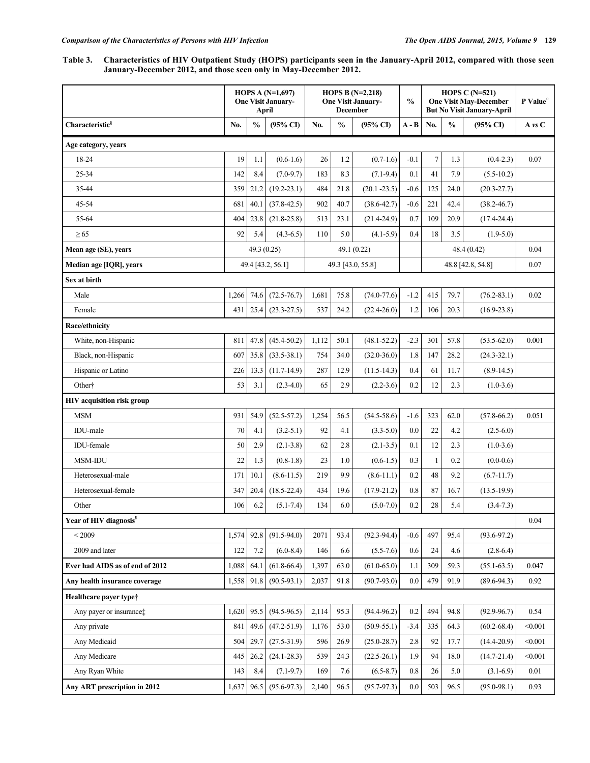**Table 3. Characteristics of HIV Outpatient Study (HOPS) participants seen in the January-April 2012, compared with those seen January-December 2012, and those seen only in May-December 2012.**

| | HOPS A (N=1,697) One Visit January-April | | | HOPS B (N=2,218) One Visit January-December | | | % | HOPS C (N=521) One Visit May-December But No Visit January-April | | | P Value° |
|---|---|---|---|---|---|---|---|---|---|---|---|
| Characteristic[§] | No. | % | (95% CI) | No. | % | (95% CI) | A - B | No. | % | (95% CI) | A *vs* C |
| **Age category, years** | | | | | | | | | | | |
| 18-24 | 19 | 1.1 | (0.6-1.6) | 26 | 1.2 | (0.7-1.6) | -0.1 | 7 | 1.3 | (0.4-2.3) | 0.07 |
| 25-34 | 142 | 8.4 | (7.0-9.7) | 183 | 8.3 | (7.1-9.4) | 0.1 | 41 | 7.9 | (5.5-10.2) | |
| 35-44 | 359 | 21.2 | (19.2-23.1) | 484 | 21.8 | (20.1 -23.5) | -0.6 | 125 | 24.0 | (20.3-27.7) | |
| 45-54 | 681 | 40.1 | (37.8-42.5) | 902 | 40.7 | (38.6-42.7) | -0.6 | 221 | 42.4 | (38.2-46.7) | |
| 55-64 | 404 | 23.8 | (21.8-25.8) | 513 | 23.1 | (21.4-24.9) | 0.7 | 109 | 20.9 | (17.4-24.4) | |
| ≥ 65 | 92 | 5.4 | (4.3-6.5) | 110 | 5.0 | (4.1-5.9) | 0.4 | 18 | 3.5 | (1.9-5.0) | |
| **Mean age (SE), years** | 49.3 (0.25) | | | 49.1 (0.22) | | | | 48.4 (0.42) | | | 0.04 |
| **Median age [IQR], years** | 49.4 [43.2, 56.1] | | | 49.3 [43.0, 55.8] | | | | 48.8 [42.8, 54.8] | | | 0.07 |
| **Sex at birth** | | | | | | | | | | | |
| Male | 1,266 | 74.6 | (72.5-76.7) | 1,681 | 75.8 | (74.0-77.6) | -1.2 | 415 | 79.7 | (76.2-83.1) | 0.02 |
| Female | 431 | 25.4 | (23.3-27.5) | 537 | 24.2 | (22.4-26.0) | 1.2 | 106 | 20.3 | (16.9-23.8) | |
| **Race/ethnicity** | | | | | | | | | | | |
| White, non-Hispanic | 811 | 47.8 | (45.4-50.2) | 1,112 | 50.1 | (48.1-52.2) | -2.3 | 301 | 57.8 | (53.5-62.0) | 0.001 |
| Black, non-Hispanic | 607 | 35.8 | (33.5-38.1) | 754 | 34.0 | (32.0-36.0) | 1.8 | 147 | 28.2 | (24.3-32.1) | |
| Hispanic or Latino | 226 | 13.3 | (11.7-14.9) | 287 | 12.9 | (11.5-14.3) | 0.4 | 61 | 11.7 | (8.9-14.5) | |
| Other† | 53 | 3.1 | (2.3-4.0) | 65 | 2.9 | (2.2-3.6) | 0.2 | 12 | 2.3 | (1.0-3.6) | |
| **HIV acquisition risk group** | | | | | | | | | | | |
| MSM | 931 | 54.9 | (52.5-57.2) | 1,254 | 56.5 | (54.5-58.6) | -1.6 | 323 | 62.0 | (57.8-66.2) | 0.051 |
| IDU-male | 70 | 4.1 | (3.2-5.1) | 92 | 4.1 | (3.3-5.0) | 0.0 | 22 | 4.2 | (2.5-6.0) | |
| IDU-female | 50 | 2.9 | (2.1-3.8) | 62 | 2.8 | (2.1-3.5) | 0.1 | 12 | 2.3 | (1.0-3.6) | |
| MSM-IDU | 22 | 1.3 | (0.8-1.8) | 23 | 1.0 | (0.6-1.5) | 0.3 | 1 | 0.2 | (0.0-0.6) | |
| Heterosexual-male | 171 | 10.1 | (8.6-11.5) | 219 | 9.9 | (8.6-11.1) | 0.2 | 48 | 9.2 | (6.7-11.7) | |
| Heterosexual-female | 347 | 20.4 | (18.5-22.4) | 434 | 19.6 | (17.9-21.2) | 0.8 | 87 | 16.7 | (13.5-19.9) | |
| Other | 106 | 6.2 | (5.1-7.4) | 134 | 6.0 | (5.0-7.0) | 0.2 | 28 | 5.4 | (3.4-7.3) | |
| **Year of HIV diagnosis**[¥] | | | | | | | | | | | 0.04 |
| < 2009 | 1,574 | 92.8 | (91.5-94.0) | 2071 | 93.4 | (92.3-94.4) | -0.6 | 497 | 95.4 | (93.6-97.2) | |
| 2009 and later | 122 | 7.2 | (6.0-8.4) | 146 | 6.6 | (5.5-7.6) | 0.6 | 24 | 4.6 | (2.8-6.4) | |
| **Ever had AIDS as of end of 2012** | 1,088 | 64.1 | (61.8-66.4) | 1,397 | 63.0 | (61.0-65.0) | 1.1 | 309 | 59.3 | (55.1-63.5) | 0.047 |
| **Any health insurance coverage** | 1,558 | 91.8 | (90.5-93.1) | 2,037 | 91.8 | (90.7-93.0) | 0.0 | 479 | 91.9 | (89.6-94.3) | 0.92 |
| **Healthcare payer type†** | | | | | | | | | | | |
| Any payer or insurance‡ | 1,620 | 95.5 | (94.5-96.5) | 2,114 | 95.3 | (94.4-96.2) | 0.2 | 494 | 94.8 | (92.9-96.7) | 0.54 |
| Any private | 841 | 49.6 | (47.2-51.9) | 1,176 | 53.0 | (50.9-55.1) | -3.4 | 335 | 64.3 | (60.2-68.4) | <0.001 |
| Any Medicaid | 504 | 29.7 | (27.5-31.9) | 596 | 26.9 | (25.0-28.7) | 2.8 | 92 | 17.7 | (14.4-20.9) | <0.001 |
| Any Medicare | 445 | 26.2 | (24.1-28.3) | 539 | 24.3 | (22.5-26.1) | 1.9 | 94 | 18.0 | (14.7-21.4) | <0.001 |
| Any Ryan White | 143 | 8.4 | (7.1-9.7) | 169 | 7.6 | (6.5-8.7) | 0.8 | 26 | 5.0 | (3.1-6.9) | 0.01 |
| **Any ART prescription in 2012** | 1,637 | 96.5 | (95.6-97.3) | 2,140 | 96.5 | (95.7-97.3) | 0.0 | 503 | 96.5 | (95.0-98.1) | 0.93 |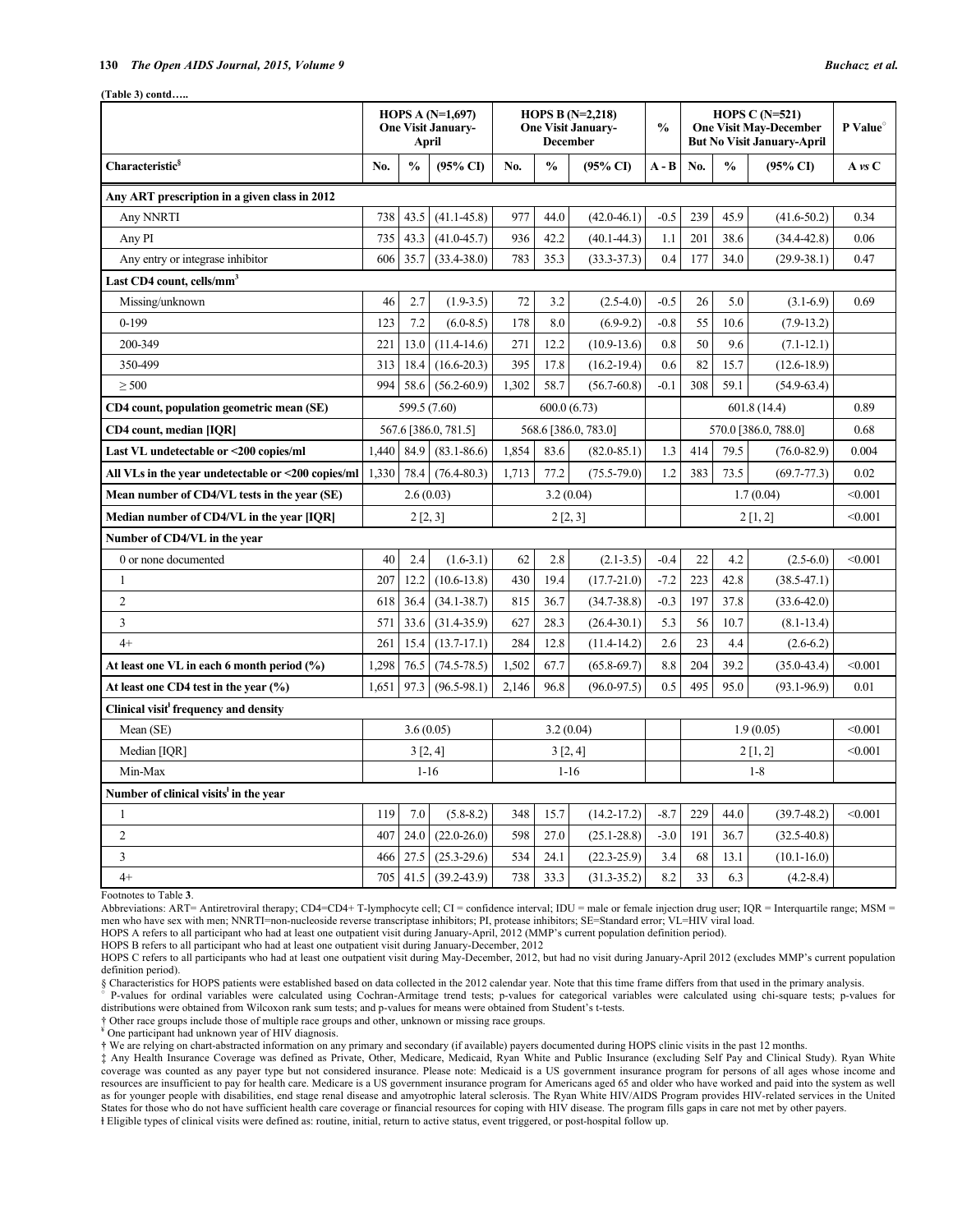**(Table 3) contd…..**

| | HOPS A (N=1,697) One Visit January-April | | | HOPS B (N=2,218) One Visit January-December | | | % | HOPS C (N=521) One Visit May-December But No Visit January-April | | | P Value° |
|---|---|---|---|---|---|---|---|---|---|---|---|
| **Characteristic§** | **No.** | **%** | **(95% CI)** | **No.** | **%** | **(95% CI)** | **A - B** | **No.** | **%** | **(95% CI)** | **A vs C** |
| **Any ART prescription in a given class in 2012** | | | | | | | | | | | |
| Any NNRTI | 738 | 43.5 | (41.1-45.8) | 977 | 44.0 | (42.0-46.1) | -0.5 | 239 | 45.9 | (41.6-50.2) | 0.34 |
| Any PI | 735 | 43.3 | (41.0-45.7) | 936 | 42.2 | (40.1-44.3) | 1.1 | 201 | 38.6 | (34.4-42.8) | 0.06 |
| Any entry or integrase inhibitor | 606 | 35.7 | (33.4-38.0) | 783 | 35.3 | (33.3-37.3) | 0.4 | 177 | 34.0 | (29.9-38.1) | 0.47 |
| **Last CD4 count, cells/mm$^3$** | | | | | | | | | | | |
| Missing/unknown | 46 | 2.7 | (1.9-3.5) | 72 | 3.2 | (2.5-4.0) | -0.5 | 26 | 5.0 | (3.1-6.9) | 0.69 |
| 0-199 | 123 | 7.2 | (6.0-8.5) | 178 | 8.0 | (6.9-9.2) | -0.8 | 55 | 10.6 | (7.9-13.2) | |
| 200-349 | 221 | 13.0 | (11.4-14.6) | 271 | 12.2 | (10.9-13.6) | 0.8 | 50 | 9.6 | (7.1-12.1) | |
| 350-499 | 313 | 18.4 | (16.6-20.3) | 395 | 17.8 | (16.2-19.4) | 0.6 | 82 | 15.7 | (12.6-18.9) | |
| ≥ 500 | 994 | 58.6 | (56.2-60.9) | 1,302 | 58.7 | (56.7-60.8) | -0.1 | 308 | 59.1 | (54.9-63.4) | |
| **CD4 count, population geometric mean (SE)** | 599.5 (7.60) | | | 600.0 (6.73) | | | | 601.8 (14.4) | | | 0.89 |
| **CD4 count, median [IQR]** | 567.6 [386.0, 781.5] | | | 568.6 [386.0, 783.0] | | | | 570.0 [386.0, 788.0] | | | 0.68 |
| **Last VL undetectable or <200 copies/ml** | 1,440 | 84.9 | (83.1-86.6) | 1,854 | 83.6 | (82.0-85.1) | 1.3 | 414 | 79.5 | (76.0-82.9) | 0.004 |
| **All VLs in the year undetectable or <200 copies/ml** | 1,330 | 78.4 | (76.4-80.3) | 1,713 | 77.2 | (75.5-79.0) | 1.2 | 383 | 73.5 | (69.7-77.3) | 0.02 |
| **Mean number of CD4/VL tests in the year (SE)** | 2.6 (0.03) | | | 3.2 (0.04) | | | | 1.7 (0.04) | | | <0.001 |
| **Median number of CD4/VL in the year [IQR]** | 2 [2, 3] | | | 2 [2, 3] | | | | 2 [1, 2] | | | <0.001 |
| **Number of CD4/VL in the year** | | | | | | | | | | | |
| 0 or none documented | 40 | 2.4 | (1.6-3.1) | 62 | 2.8 | (2.1-3.5) | -0.4 | 22 | 4.2 | (2.5-6.0) | <0.001 |
| 1 | 207 | 12.2 | (10.6-13.8) | 430 | 19.4 | (17.7-21.0) | -7.2 | 223 | 42.8 | (38.5-47.1) | |
| 2 | 618 | 36.4 | (34.1-38.7) | 815 | 36.7 | (34.7-38.8) | -0.3 | 197 | 37.8 | (33.6-42.0) | |
| 3 | 571 | 33.6 | (31.4-35.9) | 627 | 28.3 | (26.4-30.1) | 5.3 | 56 | 10.7 | (8.1-13.4) | |
| 4+ | 261 | 15.4 | (13.7-17.1) | 284 | 12.8 | (11.4-14.2) | 2.6 | 23 | 4.4 | (2.6-6.2) | |
| **At least one VL in each 6 month period (%)** | 1,298 | 76.5 | (74.5-78.5) | 1,502 | 67.7 | (65.8-69.7) | 8.8 | 204 | 39.2 | (35.0-43.4) | <0.001 |
| **At least one CD4 test in the year (%)** | 1,651 | 97.3 | (96.5-98.1) | 2,146 | 96.8 | (96.0-97.5) | 0.5 | 495 | 95.0 | (93.1-96.9) | 0.01 |
| **Clinical visitƗ frequency and density** | | | | | | | | | | | |
| Mean (SE) | 3.6 (0.05) | | | 3.2 (0.04) | | | | 1.9 (0.05) | | | <0.001 |
| Median [IQR] | 3 [2, 4] | | | 3 [2, 4] | | | | 2 [1, 2] | | | <0.001 |
| Min-Max | 1-16 | | | 1-16 | | | | 1-8 | | | |
| **Number of clinical visitsƗ in the year** | | | | | | | | | | | |
| 1 | 119 | 7.0 | (5.8-8.2) | 348 | 15.7 | (14.2-17.2) | -8.7 | 229 | 44.0 | (39.7-48.2) | <0.001 |
| 2 | 407 | 24.0 | (22.0-26.0) | 598 | 27.0 | (25.1-28.8) | -3.0 | 191 | 36.7 | (32.5-40.8) | |
| 3 | 466 | 27.5 | (25.3-29.6) | 534 | 24.1 | (22.3-25.9) | 3.4 | 68 | 13.1 | (10.1-16.0) | |
| 4+ | 705 | 41.5 | (39.2-43.9) | 738 | 33.3 | (31.3-35.2) | 8.2 | 33 | 6.3 | (4.2-8.4) | |

Footnotes to Table **3**.

Abbreviations: ART= Antiretroviral therapy; CD4=CD4+ T-lymphocyte cell; CI = confidence interval; IDU = male or female injection drug user; IQR = Interquartile range; MSM = men who have sex with men; NNRTI=non-nucleoside reverse transcriptase inhibitors; PI, protease inhibitors; SE=Standard error; VL=HIV viral load.

HOPS A refers to all participant who had at least one outpatient visit during January-April, 2012 (MMP's current population definition period).

HOPS B refers to all participant who had at least one outpatient visit during January-December, 2012

HOPS C refers to all participants who had at least one outpatient visit during May-December, 2012, but had no visit during January-April 2012 (excludes MMP's current population definition period).

§ Characteristics for HOPS patients were established based on data collected in the 2012 calendar year. Note that this time frame differs from that used in the primary analysis.

° P-values for ordinal variables were calculated using Cochran-Armitage trend tests; p-values for categorical variables were calculated using chi-square tests; p-values for distributions were obtained from Wilcoxon rank sum tests; and p-values for means were obtained from Student's t-tests.

† Other race groups include those of multiple race groups and other, unknown or missing race groups.

¥ One participant had unknown year of HIV diagnosis.

† We are relying on chart-abstracted information on any primary and secondary (if available) payers documented during HOPS clinic visits in the past 12 months.

‡ Any Health Insurance Coverage was defined as Private, Other, Medicare, Medicaid, Ryan White and Public Insurance (excluding Self Pay and Clinical Study). Ryan White coverage was counted as any payer type but not considered insurance. Please note: Medicaid is a US government insurance program for persons of all ages whose income and resources are insufficient to pay for health care. Medicare is a US government insurance program for Americans aged 65 and older who have worked and paid into the system as well as for younger people with disabilities, end stage renal disease and amyotrophic lateral sclerosis. The Ryan White HIV/AIDS Program provides HIV-related services in the United States for those who do not have sufficient health care coverage or financial resources for coping with HIV disease. The program fills gaps in care not met by other payers.

Ɨ Eligible types of clinical visits were defined as: routine, initial, return to active status, event triggered, or post-hospital follow up.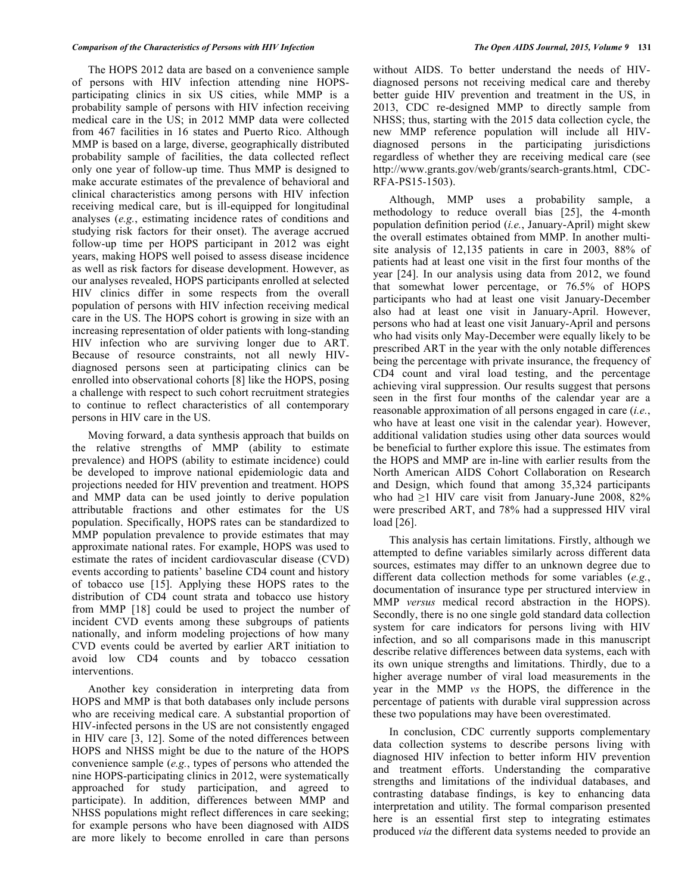The HOPS 2012 data are based on a convenience sample of persons with HIV infection attending nine HOPS-participating clinics in six US cities, while MMP is a probability sample of persons with HIV infection receiving medical care in the US; in 2012 MMP data were collected from 467 facilities in 16 states and Puerto Rico. Although MMP is based on a large, diverse, geographically distributed probability sample of facilities, the data collected reflect only one year of follow-up time. Thus MMP is designed to make accurate estimates of the prevalence of behavioral and clinical characteristics among persons with HIV infection receiving medical care, but is ill-equipped for longitudinal analyses (*e.g.*, estimating incidence rates of conditions and studying risk factors for their onset). The average accrued follow-up time per HOPS participant in 2012 was eight years, making HOPS well poised to assess disease incidence as well as risk factors for disease development. However, as our analyses revealed, HOPS participants enrolled at selected HIV clinics differ in some respects from the overall population of persons with HIV infection receiving medical care in the US. The HOPS cohort is growing in size with an increasing representation of older patients with long-standing HIV infection who are surviving longer due to ART. Because of resource constraints, not all newly HIV-diagnosed persons seen at participating clinics can be enrolled into observational cohorts [8] like the HOPS, posing a challenge with respect to such cohort recruitment strategies to continue to reflect characteristics of all contemporary persons in HIV care in the US.

Moving forward, a data synthesis approach that builds on the relative strengths of MMP (ability to estimate prevalence) and HOPS (ability to estimate incidence) could be developed to improve national epidemiologic data and projections needed for HIV prevention and treatment. HOPS and MMP data can be used jointly to derive population attributable fractions and other estimates for the US population. Specifically, HOPS rates can be standardized to MMP population prevalence to provide estimates that may approximate national rates. For example, HOPS was used to estimate the rates of incident cardiovascular disease (CVD) events according to patients' baseline CD4 count and history of tobacco use [15]. Applying these HOPS rates to the distribution of CD4 count strata and tobacco use history from MMP [18] could be used to project the number of incident CVD events among these subgroups of patients nationally, and inform modeling projections of how many CVD events could be averted by earlier ART initiation to avoid low CD4 counts and by tobacco cessation interventions.

Another key consideration in interpreting data from HOPS and MMP is that both databases only include persons who are receiving medical care. A substantial proportion of HIV-infected persons in the US are not consistently engaged in HIV care [3, 12]. Some of the noted differences between HOPS and NHSS might be due to the nature of the HOPS convenience sample (*e.g.*, types of persons who attended the nine HOPS-participating clinics in 2012, were systematically approached for study participation, and agreed to participate). In addition, differences between MMP and NHSS populations might reflect differences in care seeking; for example persons who have been diagnosed with AIDS are more likely to become enrolled in care than persons without AIDS. To better understand the needs of HIV-diagnosed persons not receiving medical care and thereby better guide HIV prevention and treatment in the US, in 2013, CDC re-designed MMP to directly sample from NHSS; thus, starting with the 2015 data collection cycle, the new MMP reference population will include all HIV-diagnosed persons in the participating jurisdictions regardless of whether they are receiving medical care (see http://www.grants.gov/web/grants/search-grants.html, CDC-RFA-PS15-1503).

Although, MMP uses a probability sample, a methodology to reduce overall bias [25], the 4-month population definition period (*i.e.*, January-April) might skew the overall estimates obtained from MMP. In another multi-site analysis of 12,135 patients in care in 2003, 88% of patients had at least one visit in the first four months of the year [24]. In our analysis using data from 2012, we found that somewhat lower percentage, or 76.5% of HOPS participants who had at least one visit January-December also had at least one visit in January-April. However, persons who had at least one visit January-April and persons who had visits only May-December were equally likely to be prescribed ART in the year with the only notable differences being the percentage with private insurance, the frequency of CD4 count and viral load testing, and the percentage achieving viral suppression. Our results suggest that persons seen in the first four months of the calendar year are a reasonable approximation of all persons engaged in care (*i.e.*, who have at least one visit in the calendar year). However, additional validation studies using other data sources would be beneficial to further explore this issue. The estimates from the HOPS and MMP are in-line with earlier results from the North American AIDS Cohort Collaboration on Research and Design, which found that among 35,324 participants who had ≥1 HIV care visit from January-June 2008, 82% were prescribed ART, and 78% had a suppressed HIV viral load [26].

This analysis has certain limitations. Firstly, although we attempted to define variables similarly across different data sources, estimates may differ to an unknown degree due to different data collection methods for some variables (*e.g.*, documentation of insurance type per structured interview in MMP *versus* medical record abstraction in the HOPS). Secondly, there is no one single gold standard data collection system for care indicators for persons living with HIV infection, and so all comparisons made in this manuscript describe relative differences between data systems, each with its own unique strengths and limitations. Thirdly, due to a higher average number of viral load measurements in the year in the MMP *vs* the HOPS, the difference in the percentage of patients with durable viral suppression across these two populations may have been overestimated.

In conclusion, CDC currently supports complementary data collection systems to describe persons living with diagnosed HIV infection to better inform HIV prevention and treatment efforts. Understanding the comparative strengths and limitations of the individual databases, and contrasting database findings, is key to enhancing data interpretation and utility. The formal comparison presented here is an essential first step to integrating estimates produced *via* the different data systems needed to provide an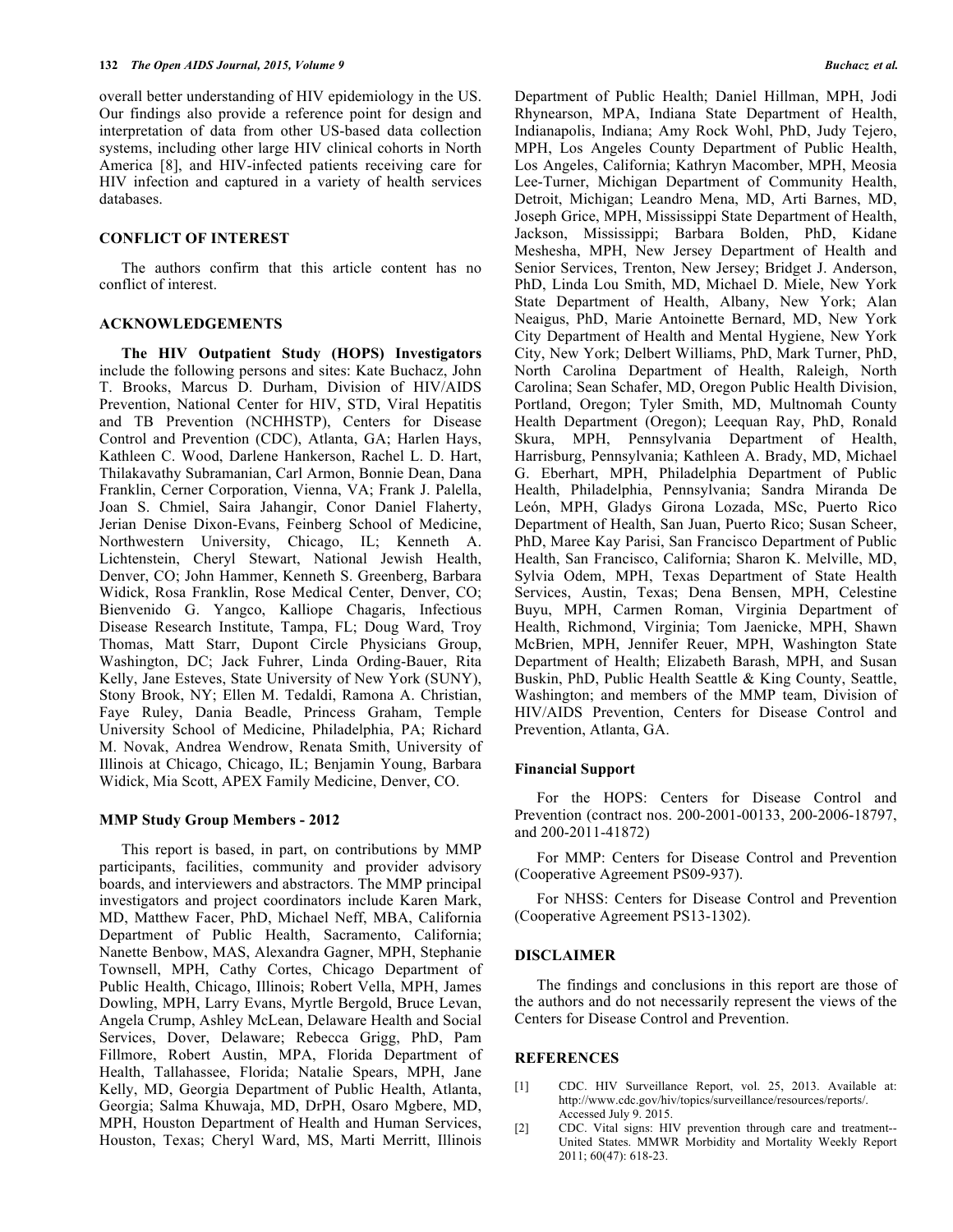overall better understanding of HIV epidemiology in the US. Our findings also provide a reference point for design and interpretation of data from other US-based data collection systems, including other large HIV clinical cohorts in North America [8], and HIV-infected patients receiving care for HIV infection and captured in a variety of health services databases.

## CONFLICT OF INTEREST

The authors confirm that this article content has no conflict of interest.

## ACKNOWLEDGEMENTS

**The HIV Outpatient Study (HOPS) Investigators** include the following persons and sites: Kate Buchacz, John T. Brooks, Marcus D. Durham, Division of HIV/AIDS Prevention, National Center for HIV, STD, Viral Hepatitis and TB Prevention (NCHHSTP), Centers for Disease Control and Prevention (CDC), Atlanta, GA; Harlen Hays, Kathleen C. Wood, Darlene Hankerson, Rachel L. D. Hart, Thilakavathy Subramanian, Carl Armon, Bonnie Dean, Dana Franklin, Cerner Corporation, Vienna, VA; Frank J. Palella, Joan S. Chmiel, Saira Jahangir, Conor Daniel Flaherty, Jerian Denise Dixon-Evans, Feinberg School of Medicine, Northwestern University, Chicago, IL; Kenneth A. Lichtenstein, Cheryl Stewart, National Jewish Health, Denver, CO; John Hammer, Kenneth S. Greenberg, Barbara Widick, Rosa Franklin, Rose Medical Center, Denver, CO; Bienvenido G. Yangco, Kalliope Chagaris, Infectious Disease Research Institute, Tampa, FL; Doug Ward, Troy Thomas, Matt Starr, Dupont Circle Physicians Group, Washington, DC; Jack Fuhrer, Linda Ording-Bauer, Rita Kelly, Jane Esteves, State University of New York (SUNY), Stony Brook, NY; Ellen M. Tedaldi, Ramona A. Christian, Faye Ruley, Dania Beadle, Princess Graham, Temple University School of Medicine, Philadelphia, PA; Richard M. Novak, Andrea Wendrow, Renata Smith, University of Illinois at Chicago, Chicago, IL; Benjamin Young, Barbara Widick, Mia Scott, APEX Family Medicine, Denver, CO.

### MMP Study Group Members - 2012

This report is based, in part, on contributions by MMP participants, facilities, community and provider advisory boards, and interviewers and abstractors. The MMP principal investigators and project coordinators include Karen Mark, MD, Matthew Facer, PhD, Michael Neff, MBA, California Department of Public Health, Sacramento, California; Nanette Benbow, MAS, Alexandra Gagner, MPH, Stephanie Townsell, MPH, Cathy Cortes, Chicago Department of Public Health, Chicago, Illinois; Robert Vella, MPH, James Dowling, MPH, Larry Evans, Myrtle Bergold, Bruce Levan, Angela Crump, Ashley McLean, Delaware Health and Social Services, Dover, Delaware; Rebecca Grigg, PhD, Pam Fillmore, Robert Austin, MPA, Florida Department of Health, Tallahassee, Florida; Natalie Spears, MPH, Jane Kelly, MD, Georgia Department of Public Health, Atlanta, Georgia; Salma Khuwaja, MD, DrPH, Osaro Mgbere, MD, MPH, Houston Department of Health and Human Services, Houston, Texas; Cheryl Ward, MS, Marti Merritt, Illinois Department of Public Health; Daniel Hillman, MPH, Jodi Rhynearson, MPA, Indiana State Department of Health, Indianapolis, Indiana; Amy Rock Wohl, PhD, Judy Tejero, MPH, Los Angeles County Department of Public Health, Los Angeles, California; Kathryn Macomber, MPH, Meosia Lee-Turner, Michigan Department of Community Health, Detroit, Michigan; Leandro Mena, MD, Arti Barnes, MD, Joseph Grice, MPH, Mississippi State Department of Health, Jackson, Mississippi; Barbara Bolden, PhD, Kidane Meshesha, MPH, New Jersey Department of Health and Senior Services, Trenton, New Jersey; Bridget J. Anderson, PhD, Linda Lou Smith, MD, Michael D. Miele, New York State Department of Health, Albany, New York; Alan Neaigus, PhD, Marie Antoinette Bernard, MD, New York City Department of Health and Mental Hygiene, New York City, New York; Delbert Williams, PhD, Mark Turner, PhD, North Carolina Department of Health, Raleigh, North Carolina; Sean Schafer, MD, Oregon Public Health Division, Portland, Oregon; Tyler Smith, MD, Multnomah County Health Department (Oregon); Leequan Ray, PhD, Ronald Skura, MPH, Pennsylvania Department of Health, Harrisburg, Pennsylvania; Kathleen A. Brady, MD, Michael G. Eberhart, MPH, Philadelphia Department of Public Health, Philadelphia, Pennsylvania; Sandra Miranda De León, MPH, Gladys Girona Lozada, MSc, Puerto Rico Department of Health, San Juan, Puerto Rico; Susan Scheer, PhD, Maree Kay Parisi, San Francisco Department of Public Health, San Francisco, California; Sharon K. Melville, MD, Sylvia Odem, MPH, Texas Department of State Health Services, Austin, Texas; Dena Bensen, MPH, Celestine Buyu, MPH, Carmen Roman, Virginia Department of Health, Richmond, Virginia; Tom Jaenicke, MPH, Shawn McBrien, MPH, Jennifer Reuer, MPH, Washington State Department of Health; Elizabeth Barash, MPH, and Susan Buskin, PhD, Public Health Seattle & King County, Seattle, Washington; and members of the MMP team, Division of HIV/AIDS Prevention, Centers for Disease Control and Prevention, Atlanta, GA.

### Financial Support

For the HOPS: Centers for Disease Control and Prevention (contract nos. 200-2001-00133, 200-2006-18797, and 200-2011-41872)

For MMP: Centers for Disease Control and Prevention (Cooperative Agreement PS09-937).

For NHSS: Centers for Disease Control and Prevention (Cooperative Agreement PS13-1302).

## DISCLAIMER

The findings and conclusions in this report are those of the authors and do not necessarily represent the views of the Centers for Disease Control and Prevention.

## REFERENCES

[1] CDC. HIV Surveillance Report, vol. 25, 2013. Available at: http://www.cdc.gov/hiv/topics/surveillance/resources/reports/. Accessed July 9. 2015.

[2] CDC. Vital signs: HIV prevention through care and treatment--United States. MMWR Morbidity and Mortality Weekly Report 2011; 60(47): 618-23.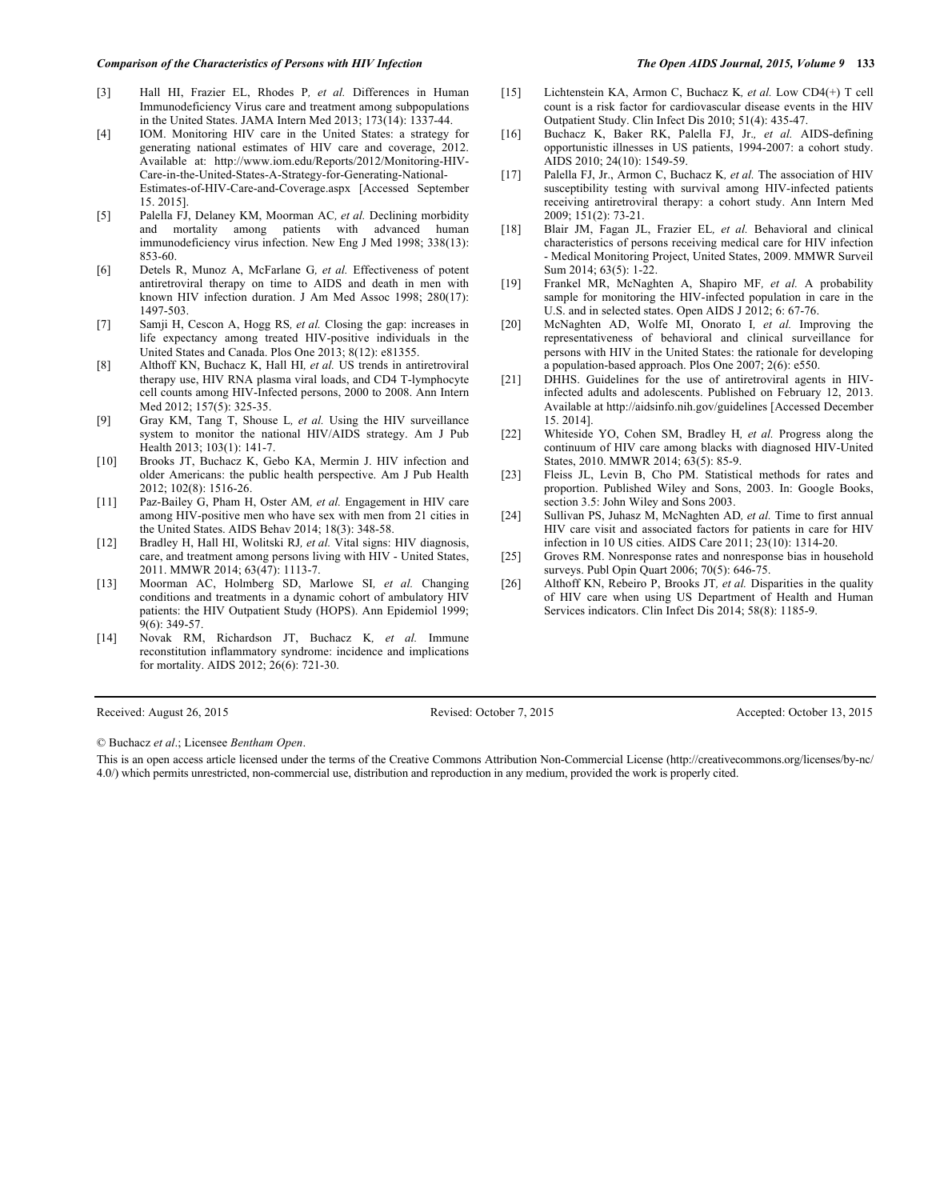[3] Hall HI, Frazier EL, Rhodes P, *et al.* Differences in Human Immunodeficiency Virus care and treatment among subpopulations in the United States. JAMA Intern Med 2013; 173(14): 1337-44.

[4] IOM. Monitoring HIV care in the United States: a strategy for generating national estimates of HIV care and coverage, 2012. Available at: http://www.iom.edu/Reports/2012/Monitoring-HIV-Care-in-the-United-States-A-Strategy-for-Generating-National-Estimates-of-HIV-Care-and-Coverage.aspx [Accessed September 15. 2015].

[5] Palella FJ, Delaney KM, Moorman AC, *et al.* Declining morbidity and mortality among patients with advanced human immunodeficiency virus infection. New Eng J Med 1998; 338(13): 853-60.

[6] Detels R, Munoz A, McFarlane G, *et al.* Effectiveness of potent antiretroviral therapy on time to AIDS and death in men with known HIV infection duration. J Am Med Assoc 1998; 280(17): 1497-503.

[7] Samji H, Cescon A, Hogg RS, *et al.* Closing the gap: increases in life expectancy among treated HIV-positive individuals in the United States and Canada. Plos One 2013; 8(12): e81355.

[8] Althoff KN, Buchacz K, Hall HI, *et al.* US trends in antiretroviral therapy use, HIV RNA plasma viral loads, and CD4 T-lymphocyte cell counts among HIV-Infected persons, 2000 to 2008. Ann Intern Med 2012; 157(5): 325-35.

[9] Gray KM, Tang T, Shouse L, *et al.* Using the HIV surveillance system to monitor the national HIV/AIDS strategy. Am J Pub Health 2013; 103(1): 141-7.

[10] Brooks JT, Buchacz K, Gebo KA, Mermin J. HIV infection and older Americans: the public health perspective. Am J Pub Health 2012; 102(8): 1516-26.

[11] Paz-Bailey G, Pham H, Oster AM, *et al.* Engagement in HIV care among HIV-positive men who have sex with men from 21 cities in the United States. AIDS Behav 2014; 18(3): 348-58.

[12] Bradley H, Hall HI, Wolitski RJ, *et al.* Vital signs: HIV diagnosis, care, and treatment among persons living with HIV - United States, 2011. MMWR 2014; 63(47): 1113-7.

[13] Moorman AC, Holmberg SD, Marlowe SI, *et al.* Changing conditions and treatments in a dynamic cohort of ambulatory HIV patients: the HIV Outpatient Study (HOPS). Ann Epidemiol 1999; 9(6): 349-57.

[14] Novak RM, Richardson JT, Buchacz K, *et al.* Immune reconstitution inflammatory syndrome: incidence and implications for mortality. AIDS 2012; 26(6): 721-30.

[15] Lichtenstein KA, Armon C, Buchacz K, *et al.* Low CD4(+) T cell count is a risk factor for cardiovascular disease events in the HIV Outpatient Study. Clin Infect Dis 2010; 51(4): 435-47.

[16] Buchacz K, Baker RK, Palella FJ, Jr., *et al.* AIDS-defining opportunistic illnesses in US patients, 1994-2007: a cohort study. AIDS 2010; 24(10): 1549-59.

[17] Palella FJ, Jr., Armon C, Buchacz K, *et al.* The association of HIV susceptibility testing with survival among HIV-infected patients receiving antiretroviral therapy: a cohort study. Ann Intern Med 2009; 151(2): 73-21.

[18] Blair JM, Fagan JL, Frazier EL, *et al.* Behavioral and clinical characteristics of persons receiving medical care for HIV infection - Medical Monitoring Project, United States, 2009. MMWR Surveil Sum 2014; 63(5): 1-22.

[19] Frankel MR, McNaghten A, Shapiro MF, *et al.* A probability sample for monitoring the HIV-infected population in care in the U.S. and in selected states. Open AIDS J 2012; 6: 67-76.

[20] McNaghten AD, Wolfe MI, Onorato I, *et al.* Improving the representativeness of behavioral and clinical surveillance for persons with HIV in the United States: the rationale for developing a population-based approach. Plos One 2007; 2(6): e550.

[21] DHHS. Guidelines for the use of antiretroviral agents in HIV-infected adults and adolescents. Published on February 12, 2013. Available at http://aidsinfo.nih.gov/guidelines [Accessed December 15. 2014].

[22] Whiteside YO, Cohen SM, Bradley H, *et al.* Progress along the continuum of HIV care among blacks with diagnosed HIV-United States, 2010. MMWR 2014; 63(5): 85-9.

[23] Fleiss JL, Levin B, Cho PM. Statistical methods for rates and proportion. Published Wiley and Sons, 2003. In: Google Books, section 3.5: John Wiley and Sons 2003.

[24] Sullivan PS, Juhasz M, McNaghten AD, *et al.* Time to first annual HIV care visit and associated factors for patients in care for HIV infection in 10 US cities. AIDS Care 2011; 23(10): 1314-20.

[25] Groves RM. Nonresponse rates and nonresponse bias in household surveys. Publ Opin Quart 2006; 70(5): 646-75.

[26] Althoff KN, Rebeiro P, Brooks JT, *et al.* Disparities in the quality of HIV care when using US Department of Health and Human Services indicators. Clin Infect Dis 2014; 58(8): 1185-9.

Received: August 26, 2015 Revised: October 7, 2015 Accepted: October 13, 2015

© Buchacz *et al*.; Licensee *Bentham Open*.

This is an open access article licensed under the terms of the Creative Commons Attribution Non-Commercial License (http://creativecommons.org/licenses/by-nc/4.0/) which permits unrestricted, non-commercial use, distribution and reproduction in any medium, provided the work is properly cited.